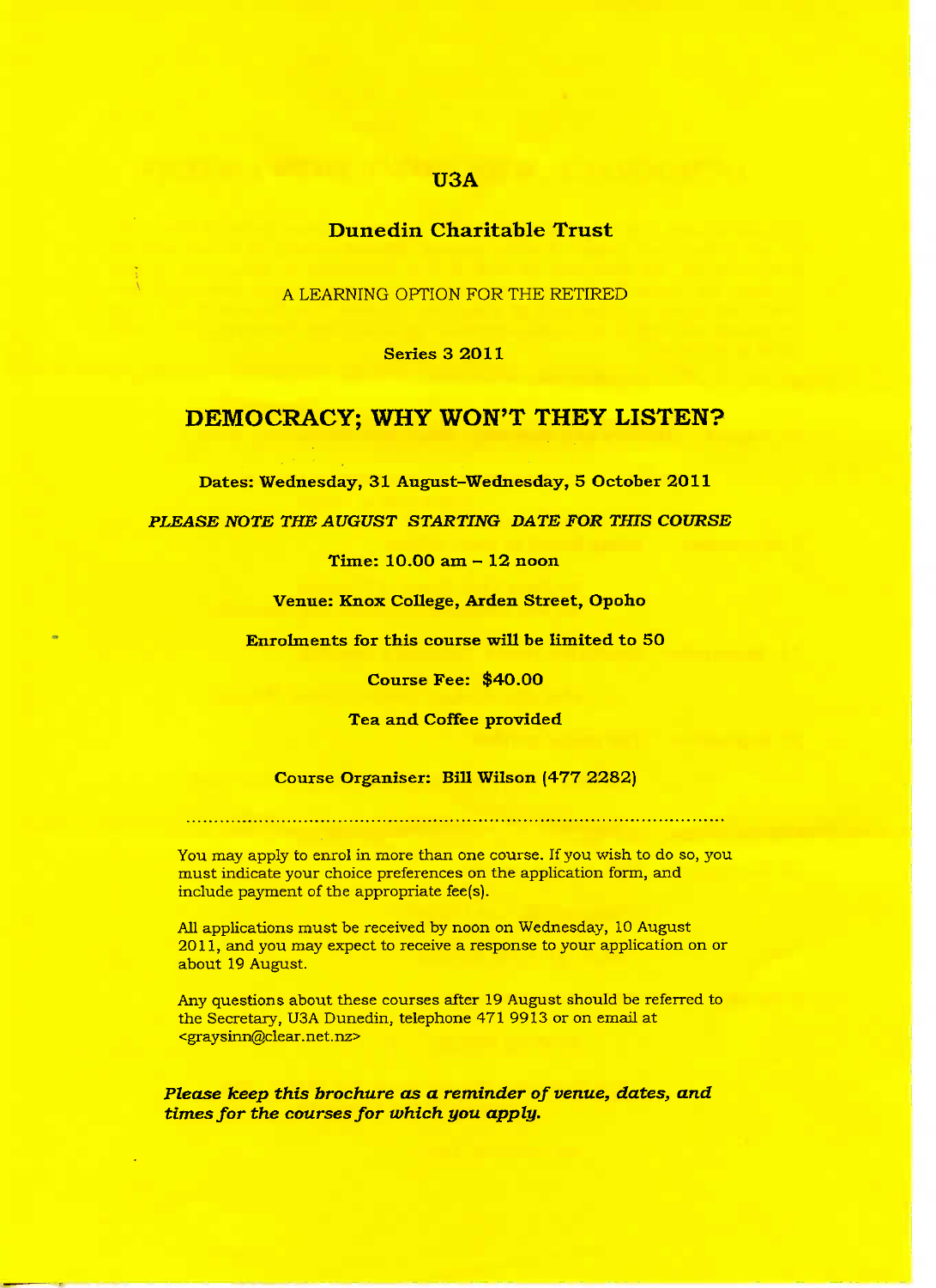**U3A**

**Dunedin Charitable Trust**

A LEARNING OPTION FOR THE RETIRED

**Series 3 2011**

# DEMOCRACY; WHY WON'T THEY LISTEN?

**Dates: Wednesday, 31 August–Wednesday, 5 October 2011**

***PLEASE NOTE THE AUGUST STARTING DATE FOR THIS COURSE***

**Time: 10.00 am – 12 noon**

**Venue: Knox College, Arden Street, Opoho**

**Enrolments for this course will be limited to 50**

**Course Fee: $40.00**

**Tea and Coffee provided**

**Course Organiser: Bill Wilson (477 2282)**

---

You may apply to enrol in more than one course. If you wish to do so, you must indicate your choice preferences on the application form, and include payment of the appropriate fee(s).

All applications must be received by noon on Wednesday, 10 August 2011, and you may expect to receive a response to your application on or about 19 August.

Any questions about these courses after 19 August should be referred to the Secretary, U3A Dunedin, telephone 471 9913 or on email at <graysinn@clear.net.nz>

***Please keep this brochure as a reminder of venue, dates, and times for the courses for which you apply.***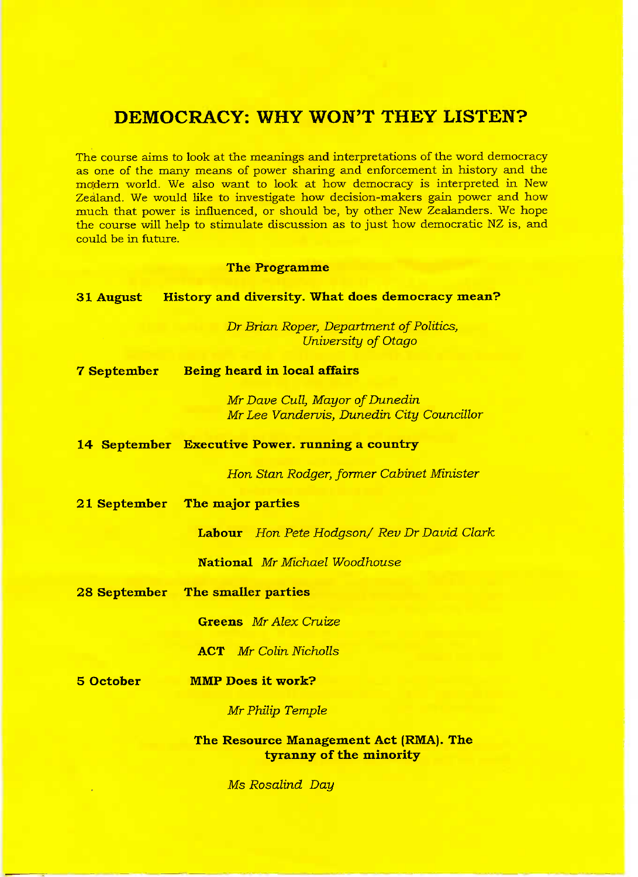# DEMOCRACY: WHY WON'T THEY LISTEN?

The course aims to look at the meanings and interpretations of the word democracy as one of the many means of power sharing and enforcement in history and the modern world. We also want to look at how democracy is interpreted in New Zealand. We would like to investigate how decision-makers gain power and how much that power is influenced, or should be, by other New Zealanders. We hope the course will help to stimulate discussion as to just how democratic NZ is, and could be in future.

## The Programme

**31 August** **History and diversity. What does democracy mean?**

*Dr Brian Roper, Department of Politics, University of Otago*

**7 September** **Being heard in local affairs**

*Mr Dave Cull, Mayor of Dunedin*
*Mr Lee Vandervis, Dunedin City Councillor*

**14 September** **Executive Power. running a country**

*Hon Stan Rodger, former Cabinet Minister*

**21 September** **The major parties**

**Labour** *Hon Pete Hodgson/ Rev Dr David Clark*

**National** *Mr Michael Woodhouse*

**28 September** **The smaller parties**

**Greens** *Mr Alex Cruize*

**ACT** *Mr Colin Nicholls*

**5 October** **MMP Does it work?**

*Mr Philip Temple*

**The Resource Management Act (RMA). The tyranny of the minority**

*Ms Rosalind Day*